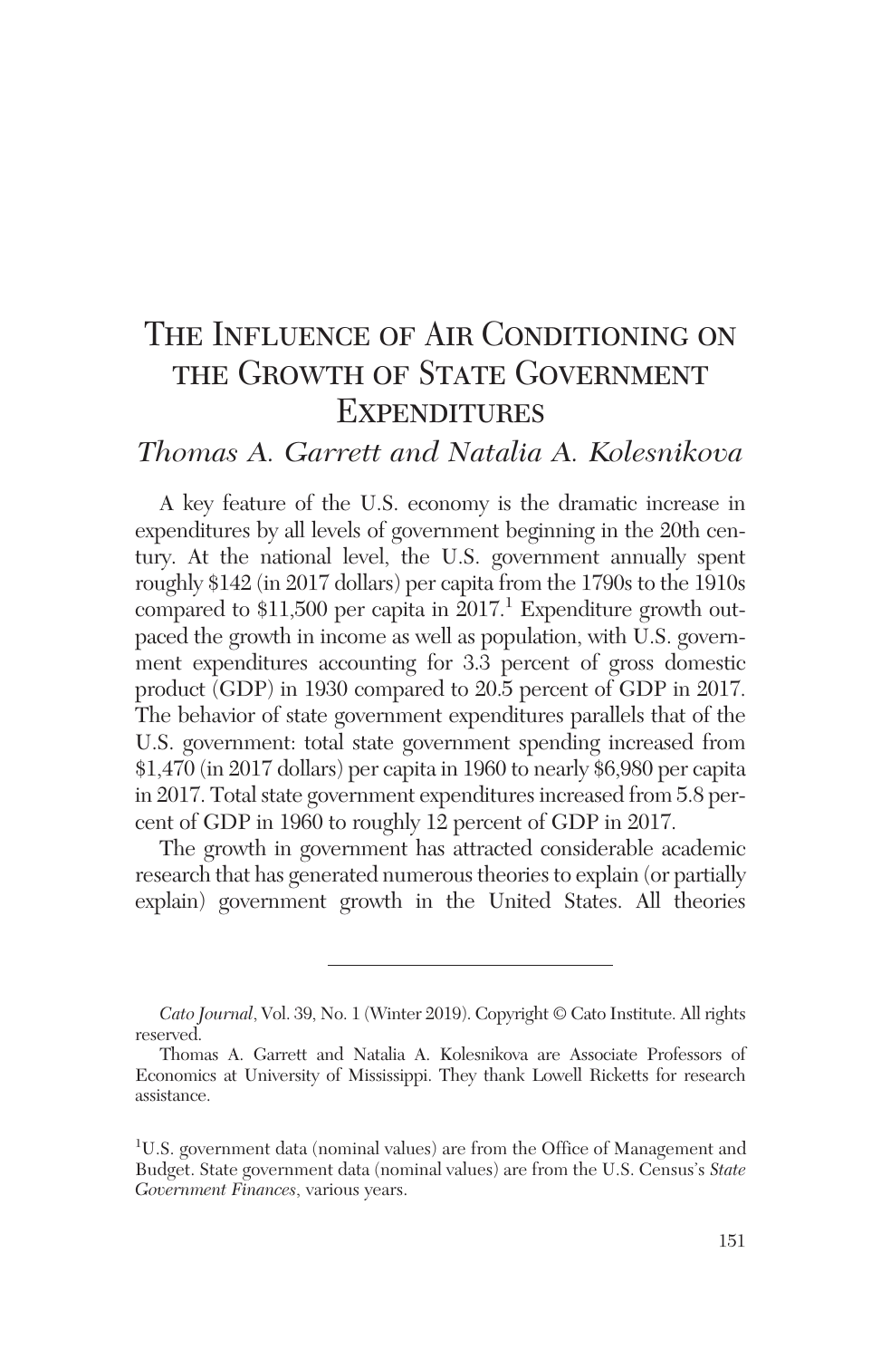# The Influence of Air Conditioning on the Growth of State Government Expenditures

*Thomas A. Garrett and Natalia A. Kolesnikova*

A key feature of the U.S. economy is the dramatic increase in expenditures by all levels of government beginning in the 20th century. At the national level, the U.S. government annually spent roughly $142 (in 2017 dollars) per capita from the 1790s to the 1910s compared to $11,500 per capita in 2017.[1] Expenditure growth outpaced the growth in income as well as population, with U.S. government expenditures accounting for 3.3 percent of gross domestic product (GDP) in 1930 compared to 20.5 percent of GDP in 2017. The behavior of state government expenditures parallels that of the U.S. government: total state government spending increased from $1,470 (in 2017 dollars) per capita in 1960 to nearly $6,980 per capita in 2017. Total state government expenditures increased from 5.8 percent of GDP in 1960 to roughly 12 percent of GDP in 2017.

The growth in government has attracted considerable academic research that has generated numerous theories to explain (or partially explain) government growth in the United States. All theories

---

*Cato Journal*, Vol. 39, No. 1 (Winter 2019). Copyright © Cato Institute. All rights reserved.

Thomas A. Garrett and Natalia A. Kolesnikova are Associate Professors of Economics at University of Mississippi. They thank Lowell Ricketts for research assistance.

[1] U.S. government data (nominal values) are from the Office of Management and Budget. State government data (nominal values) are from the U.S. Census's *State Government Finances*, various years.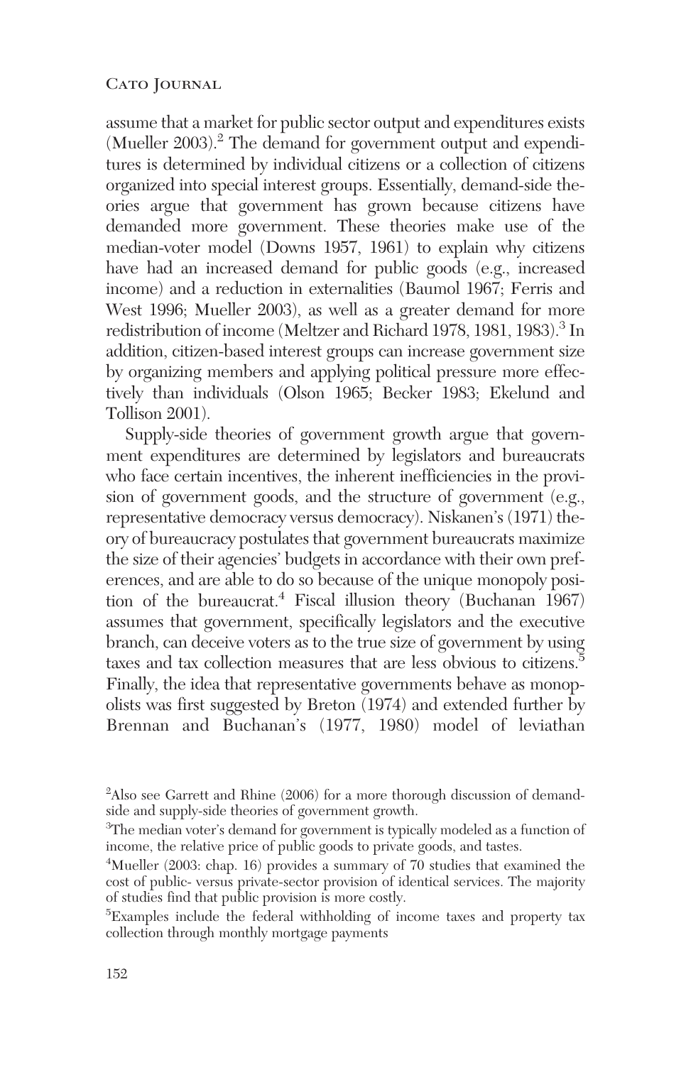assume that a market for public sector output and expenditures exists (Mueller 2003).[2] The demand for government output and expenditures is determined by individual citizens or a collection of citizens organized into special interest groups. Essentially, demand-side theories argue that government has grown because citizens have demanded more government. These theories make use of the median-voter model (Downs 1957, 1961) to explain why citizens have had an increased demand for public goods (e.g., increased income) and a reduction in externalities (Baumol 1967; Ferris and West 1996; Mueller 2003), as well as a greater demand for more redistribution of income (Meltzer and Richard 1978, 1981, 1983).[3] In addition, citizen-based interest groups can increase government size by organizing members and applying political pressure more effectively than individuals (Olson 1965; Becker 1983; Ekelund and Tollison 2001).

Supply-side theories of government growth argue that government expenditures are determined by legislators and bureaucrats who face certain incentives, the inherent inefficiencies in the provision of government goods, and the structure of government (e.g., representative democracy versus democracy). Niskanen's (1971) theory of bureaucracy postulates that government bureaucrats maximize the size of their agencies' budgets in accordance with their own preferences, and are able to do so because of the unique monopoly position of the bureaucrat.[4] Fiscal illusion theory (Buchanan 1967) assumes that government, specifically legislators and the executive branch, can deceive voters as to the true size of government by using taxes and tax collection measures that are less obvious to citizens.[5] Finally, the idea that representative governments behave as monopolists was first suggested by Breton (1974) and extended further by Brennan and Buchanan's (1977, 1980) model of leviathan

[2]Also see Garrett and Rhine (2006) for a more thorough discussion of demand-side and supply-side theories of government growth.

[3]The median voter's demand for government is typically modeled as a function of income, the relative price of public goods to private goods, and tastes.

[4]Mueller (2003: chap. 16) provides a summary of 70 studies that examined the cost of public- versus private-sector provision of identical services. The majority of studies find that public provision is more costly.

[5]Examples include the federal withholding of income taxes and property tax collection through monthly mortgage payments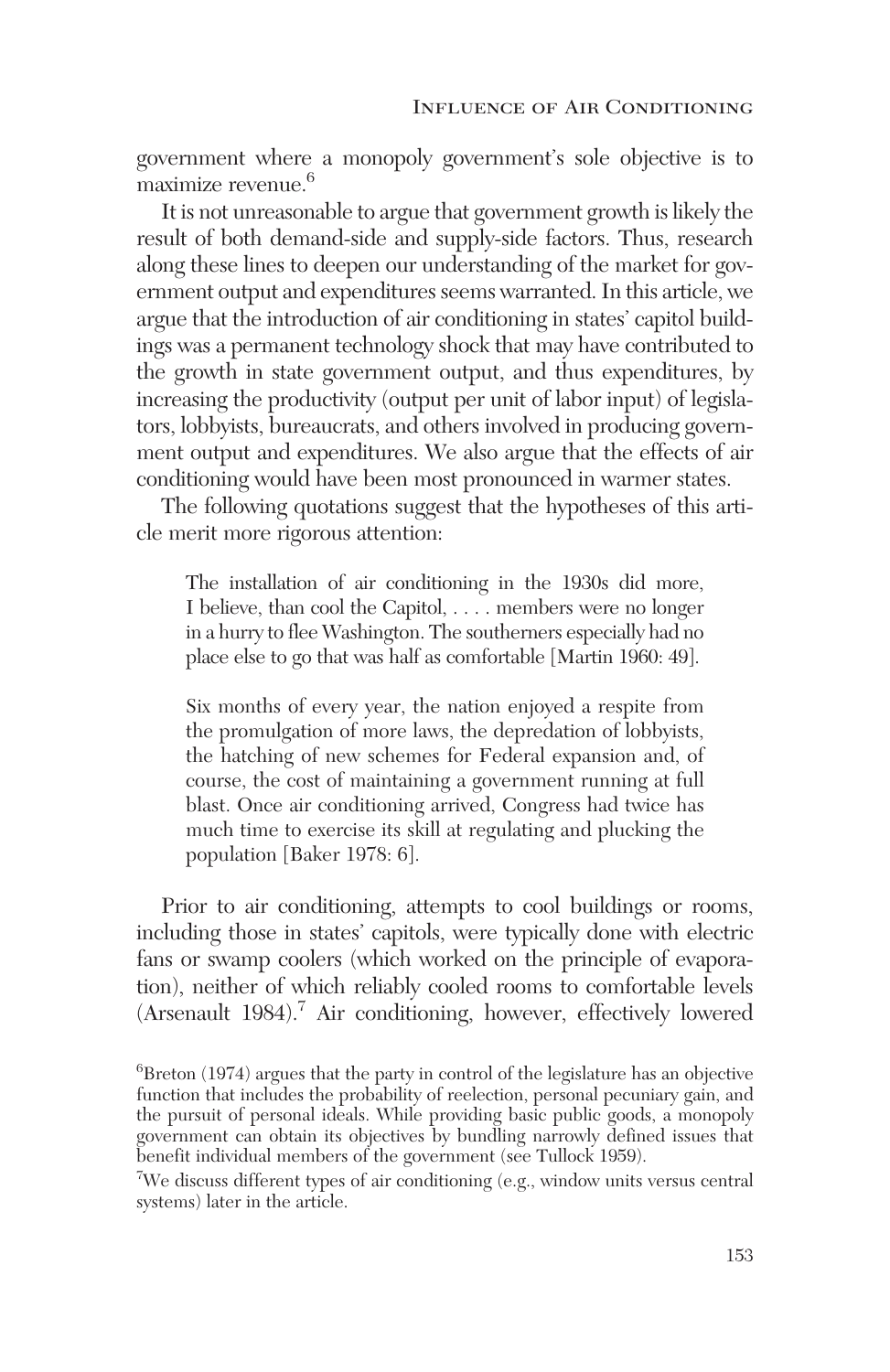government where a monopoly government's sole objective is to maximize revenue.[6]

It is not unreasonable to argue that government growth is likely the result of both demand-side and supply-side factors. Thus, research along these lines to deepen our understanding of the market for government output and expenditures seems warranted. In this article, we argue that the introduction of air conditioning in states' capitol buildings was a permanent technology shock that may have contributed to the growth in state government output, and thus expenditures, by increasing the productivity (output per unit of labor input) of legislators, lobbyists, bureaucrats, and others involved in producing government output and expenditures. We also argue that the effects of air conditioning would have been most pronounced in warmer states.

The following quotations suggest that the hypotheses of this article merit more rigorous attention:

> The installation of air conditioning in the 1930s did more, I believe, than cool the Capitol, . . . . members were no longer in a hurry to flee Washington. The southerners especially had no place else to go that was half as comfortable [Martin 1960: 49].

> Six months of every year, the nation enjoyed a respite from the promulgation of more laws, the depredation of lobbyists, the hatching of new schemes for Federal expansion and, of course, the cost of maintaining a government running at full blast. Once air conditioning arrived, Congress had twice has much time to exercise its skill at regulating and plucking the population [Baker 1978: 6].

Prior to air conditioning, attempts to cool buildings or rooms, including those in states' capitols, were typically done with electric fans or swamp coolers (which worked on the principle of evaporation), neither of which reliably cooled rooms to comfortable levels (Arsenault 1984).[7] Air conditioning, however, effectively lowered

[6] Breton (1974) argues that the party in control of the legislature has an objective function that includes the probability of reelection, personal pecuniary gain, and the pursuit of personal ideals. While providing basic public goods, a monopoly government can obtain its objectives by bundling narrowly defined issues that benefit individual members of the government (see Tullock 1959).

[7] We discuss different types of air conditioning (e.g., window units versus central systems) later in the article.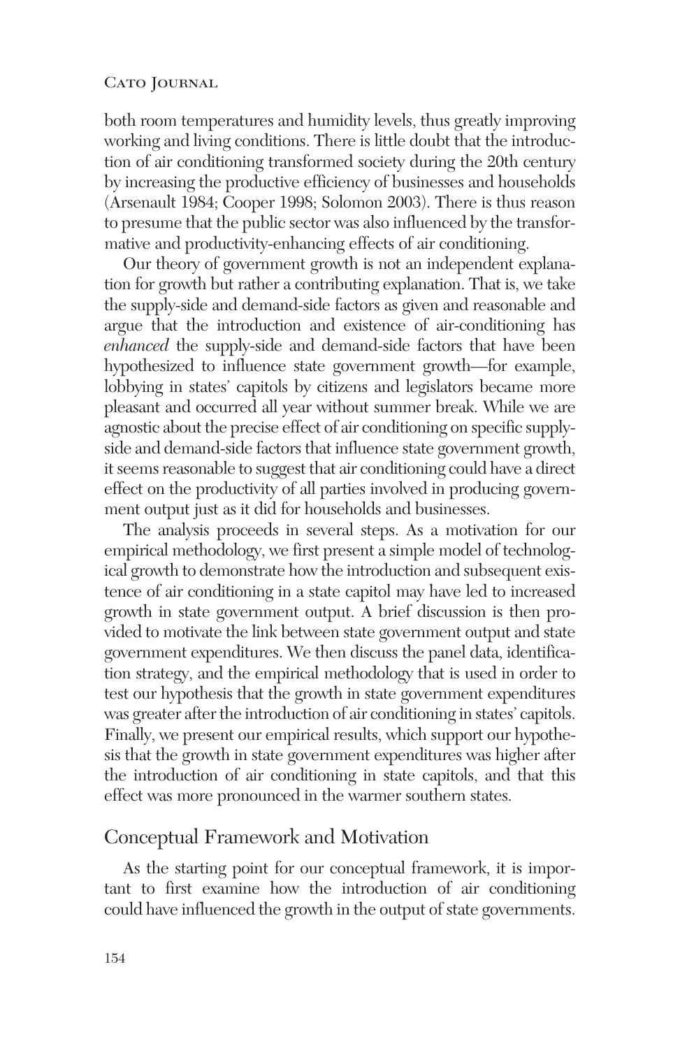both room temperatures and humidity levels, thus greatly improving working and living conditions. There is little doubt that the introduction of air conditioning transformed society during the 20th century by increasing the productive efficiency of businesses and households (Arsenault 1984; Cooper 1998; Solomon 2003). There is thus reason to presume that the public sector was also influenced by the transformative and productivity-enhancing effects of air conditioning.

Our theory of government growth is not an independent explanation for growth but rather a contributing explanation. That is, we take the supply-side and demand-side factors as given and reasonable and argue that the introduction and existence of air-conditioning has *enhanced* the supply-side and demand-side factors that have been hypothesized to influence state government growth—for example, lobbying in states' capitols by citizens and legislators became more pleasant and occurred all year without summer break. While we are agnostic about the precise effect of air conditioning on specific supply-side and demand-side factors that influence state government growth, it seems reasonable to suggest that air conditioning could have a direct effect on the productivity of all parties involved in producing government output just as it did for households and businesses.

The analysis proceeds in several steps. As a motivation for our empirical methodology, we first present a simple model of technological growth to demonstrate how the introduction and subsequent existence of air conditioning in a state capitol may have led to increased growth in state government output. A brief discussion is then provided to motivate the link between state government output and state government expenditures. We then discuss the panel data, identification strategy, and the empirical methodology that is used in order to test our hypothesis that the growth in state government expenditures was greater after the introduction of air conditioning in states' capitols. Finally, we present our empirical results, which support our hypothesis that the growth in state government expenditures was higher after the introduction of air conditioning in state capitols, and that this effect was more pronounced in the warmer southern states.

## Conceptual Framework and Motivation

As the starting point for our conceptual framework, it is important to first examine how the introduction of air conditioning could have influenced the growth in the output of state governments.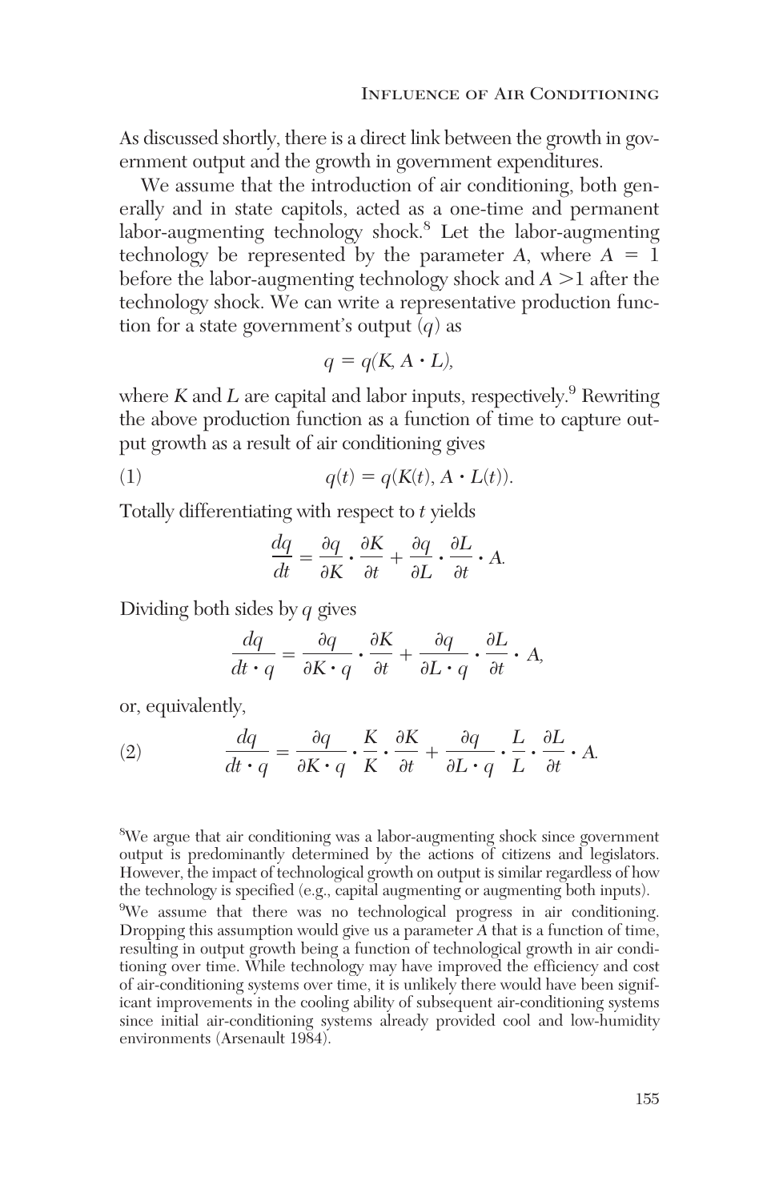As discussed shortly, there is a direct link between the growth in government output and the growth in government expenditures.

We assume that the introduction of air conditioning, both generally and in state capitols, acted as a one-time and permanent labor-augmenting technology shock.[8] Let the labor-augmenting technology be represented by the parameter $A$, where $A = 1$ before the labor-augmenting technology shock and $A > 1$ after the technology shock. We can write a representative production function for a state government's output ($q$) as

$$q = q(K, A \cdot L),$$

where $K$ and $L$ are capital and labor inputs, respectively.[9] Rewriting the above production function as a function of time to capture output growth as a result of air conditioning gives

$$q(t) = q(K(t), A \cdot L(t)). \tag{1}$$

Totally differentiating with respect to $t$ yields

$$\frac{dq}{dt} = \frac{\partial q}{\partial K} \cdot \frac{\partial K}{\partial t} + \frac{\partial q}{\partial L} \cdot \frac{\partial L}{\partial t} \cdot A.$$

Dividing both sides by $q$ gives

$$\frac{dq}{dt \cdot q} = \frac{\partial q}{\partial K \cdot q} \cdot \frac{\partial K}{\partial t} + \frac{\partial q}{\partial L \cdot q} \cdot \frac{\partial L}{\partial t} \cdot A,$$

or, equivalently,

$$\frac{dq}{dt \cdot q} = \frac{\partial q}{\partial K \cdot q} \cdot \frac{K}{K} \cdot \frac{\partial K}{\partial t} + \frac{\partial q}{\partial L \cdot q} \cdot \frac{L}{L} \cdot \frac{\partial L}{\partial t} \cdot A. \tag{2}$$

[8]We argue that air conditioning was a labor-augmenting shock since government output is predominantly determined by the actions of citizens and legislators. However, the impact of technological growth on output is similar regardless of how the technology is specified (e.g., capital augmenting or augmenting both inputs).

[9]We assume that there was no technological progress in air conditioning. Dropping this assumption would give us a parameter $A$ that is a function of time, resulting in output growth being a function of technological growth in air conditioning over time. While technology may have improved the efficiency and cost of air-conditioning systems over time, it is unlikely there would have been significant improvements in the cooling ability of subsequent air-conditioning systems since initial air-conditioning systems already provided cool and low-humidity environments (Arsenault 1984).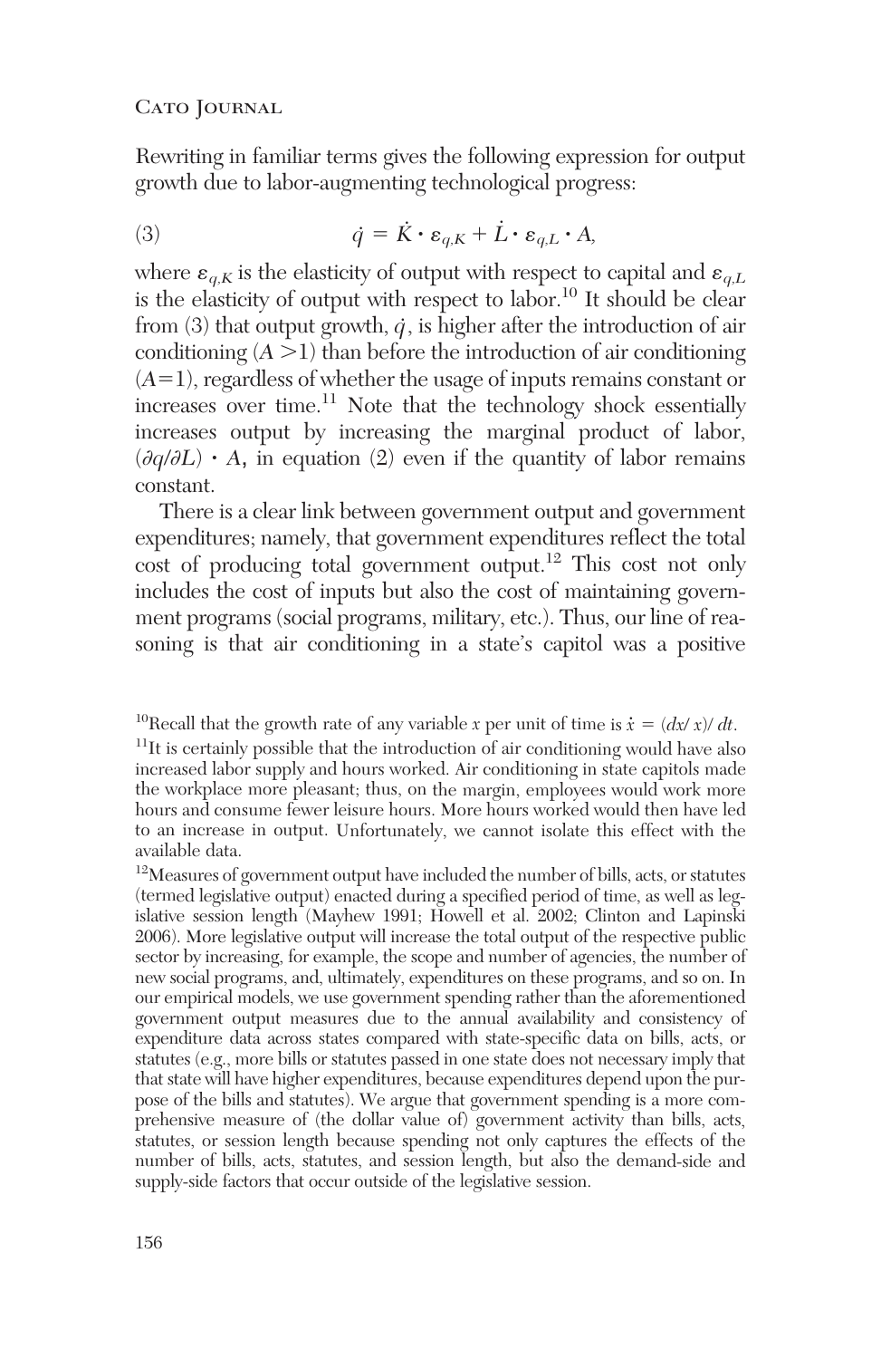Rewriting in familiar terms gives the following expression for output growth due to labor-augmenting technological progress:

$$(3) \qquad \dot{q} = \dot{K} \cdot \varepsilon_{q,K} + \dot{L} \cdot \varepsilon_{q,L} \cdot A,$$

where $\varepsilon_{q,K}$ is the elasticity of output with respect to capital and $\varepsilon_{q,L}$ is the elasticity of output with respect to labor.[10] It should be clear from (3) that output growth, $\dot{q}$, is higher after the introduction of air conditioning ($A > 1$) than before the introduction of air conditioning ($A = 1$), regardless of whether the usage of inputs remains constant or increases over time.[11] Note that the technology shock essentially increases output by increasing the marginal product of labor, $(\partial q / \partial L) \cdot A$, in equation (2) even if the quantity of labor remains constant.

There is a clear link between government output and government expenditures; namely, that government expenditures reflect the total cost of producing total government output.[12] This cost not only includes the cost of inputs but also the cost of maintaining government programs (social programs, military, etc.). Thus, our line of reasoning is that air conditioning in a state's capitol was a positive

---

[10]Recall that the growth rate of any variable $x$ per unit of time is $\dot{x} = (dx/x)/dt$.

[11]It is certainly possible that the introduction of air conditioning would have also increased labor supply and hours worked. Air conditioning in state capitols made the workplace more pleasant; thus, on the margin, employees would work more hours and consume fewer leisure hours. More hours worked would then have led to an increase in output. Unfortunately, we cannot isolate this effect with the available data.

[12]Measures of government output have included the number of bills, acts, or statutes (termed legislative output) enacted during a specified period of time, as well as legislative session length (Mayhew 1991; Howell et al. 2002; Clinton and Lapinski 2006). More legislative output will increase the total output of the respective public sector by increasing, for example, the scope and number of agencies, the number of new social programs, and, ultimately, expenditures on these programs, and so on. In our empirical models, we use government spending rather than the aforementioned government output measures due to the annual availability and consistency of expenditure data across states compared with state-specific data on bills, acts, or statutes (e.g., more bills or statutes passed in one state does not necessary imply that that state will have higher expenditures, because expenditures depend upon the purpose of the bills and statutes). We argue that government spending is a more comprehensive measure of (the dollar value of) government activity than bills, acts, statutes, or session length because spending not only captures the effects of the number of bills, acts, statutes, and session length, but also the demand-side and supply-side factors that occur outside of the legislative session.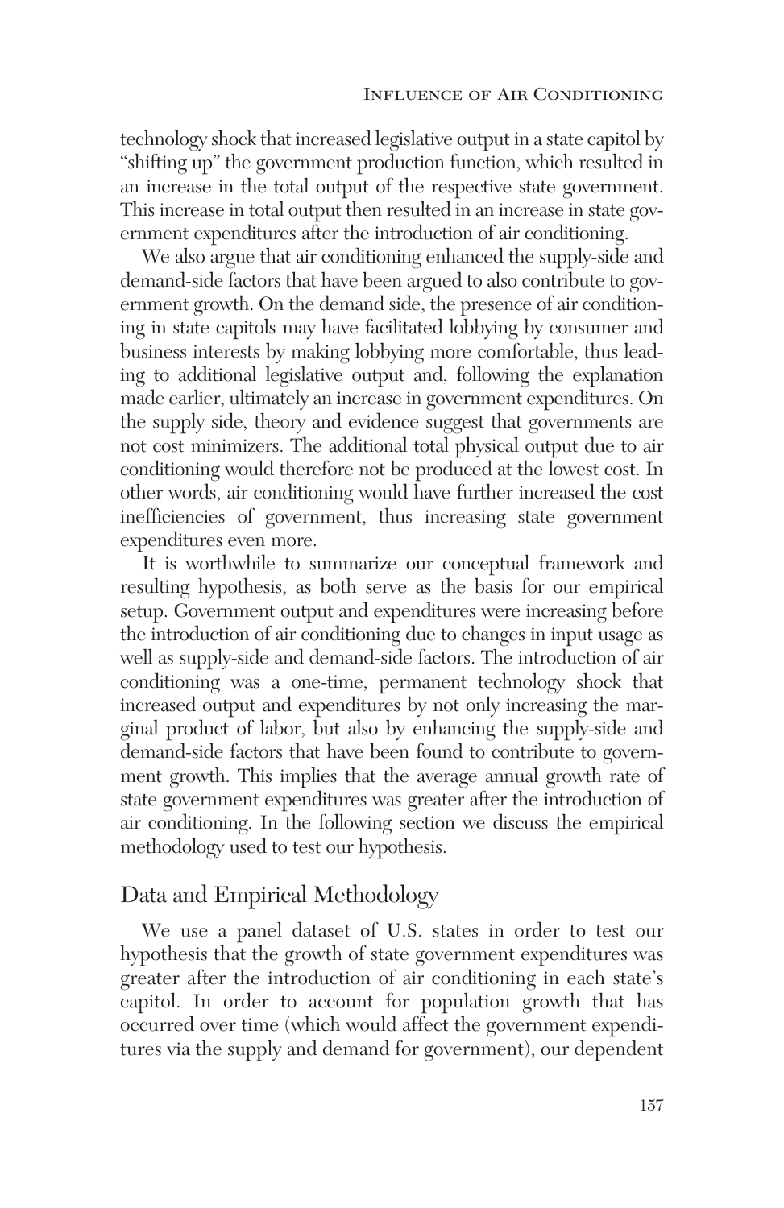technology shock that increased legislative output in a state capitol by "shifting up" the government production function, which resulted in an increase in the total output of the respective state government. This increase in total output then resulted in an increase in state government expenditures after the introduction of air conditioning.

We also argue that air conditioning enhanced the supply-side and demand-side factors that have been argued to also contribute to government growth. On the demand side, the presence of air conditioning in state capitols may have facilitated lobbying by consumer and business interests by making lobbying more comfortable, thus leading to additional legislative output and, following the explanation made earlier, ultimately an increase in government expenditures. On the supply side, theory and evidence suggest that governments are not cost minimizers. The additional total physical output due to air conditioning would therefore not be produced at the lowest cost. In other words, air conditioning would have further increased the cost inefficiencies of government, thus increasing state government expenditures even more.

It is worthwhile to summarize our conceptual framework and resulting hypothesis, as both serve as the basis for our empirical setup. Government output and expenditures were increasing before the introduction of air conditioning due to changes in input usage as well as supply-side and demand-side factors. The introduction of air conditioning was a one-time, permanent technology shock that increased output and expenditures by not only increasing the marginal product of labor, but also by enhancing the supply-side and demand-side factors that have been found to contribute to government growth. This implies that the average annual growth rate of state government expenditures was greater after the introduction of air conditioning. In the following section we discuss the empirical methodology used to test our hypothesis.

## Data and Empirical Methodology

We use a panel dataset of U.S. states in order to test our hypothesis that the growth of state government expenditures was greater after the introduction of air conditioning in each state's capitol. In order to account for population growth that has occurred over time (which would affect the government expenditures via the supply and demand for government), our dependent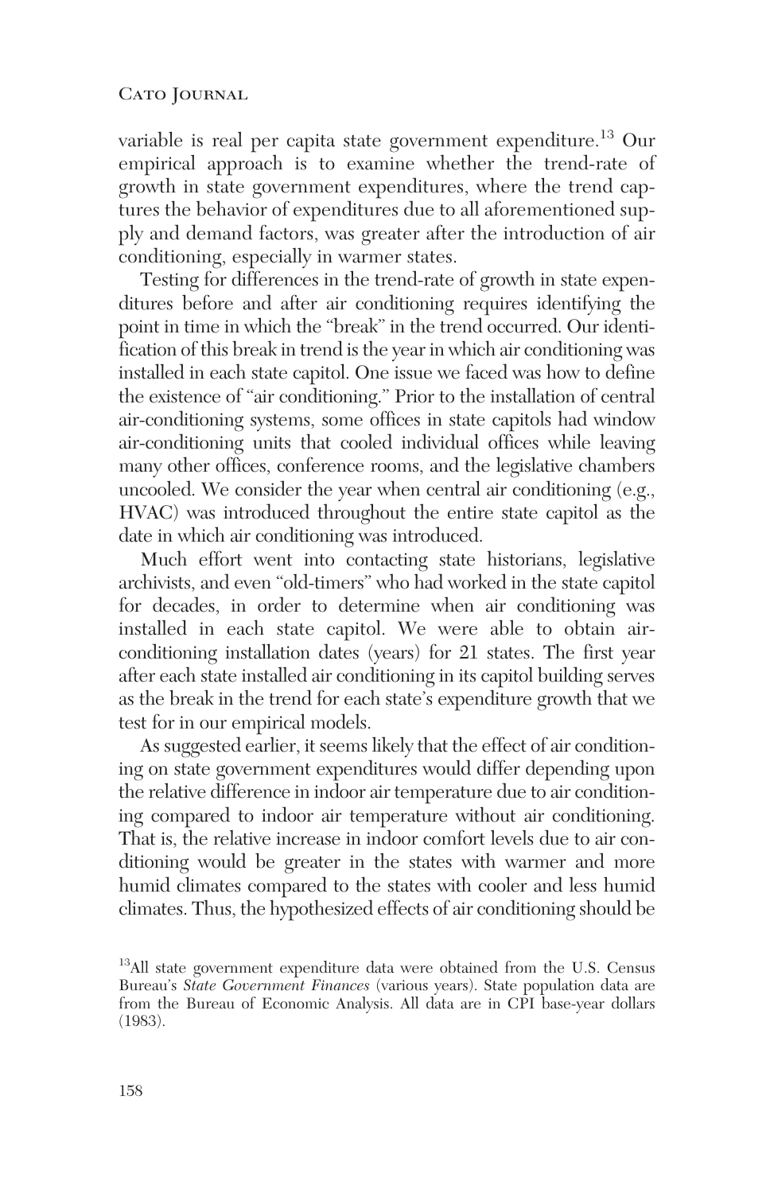variable is real per capita state government expenditure.[13] Our empirical approach is to examine whether the trend-rate of growth in state government expenditures, where the trend captures the behavior of expenditures due to all aforementioned supply and demand factors, was greater after the introduction of air conditioning, especially in warmer states.

Testing for differences in the trend-rate of growth in state expenditures before and after air conditioning requires identifying the point in time in which the "break" in the trend occurred. Our identification of this break in trend is the year in which air conditioning was installed in each state capitol. One issue we faced was how to define the existence of "air conditioning." Prior to the installation of central air-conditioning systems, some offices in state capitols had window air-conditioning units that cooled individual offices while leaving many other offices, conference rooms, and the legislative chambers uncooled. We consider the year when central air conditioning (e.g., HVAC) was introduced throughout the entire state capitol as the date in which air conditioning was introduced.

Much effort went into contacting state historians, legislative archivists, and even "old-timers" who had worked in the state capitol for decades, in order to determine when air conditioning was installed in each state capitol. We were able to obtain air-conditioning installation dates (years) for 21 states. The first year after each state installed air conditioning in its capitol building serves as the break in the trend for each state's expenditure growth that we test for in our empirical models.

As suggested earlier, it seems likely that the effect of air conditioning on state government expenditures would differ depending upon the relative difference in indoor air temperature due to air conditioning compared to indoor air temperature without air conditioning. That is, the relative increase in indoor comfort levels due to air conditioning would be greater in the states with warmer and more humid climates compared to the states with cooler and less humid climates. Thus, the hypothesized effects of air conditioning should be

[13]All state government expenditure data were obtained from the U.S. Census Bureau's *State Government Finances* (various years). State population data are from the Bureau of Economic Analysis. All data are in CPI base-year dollars (1983).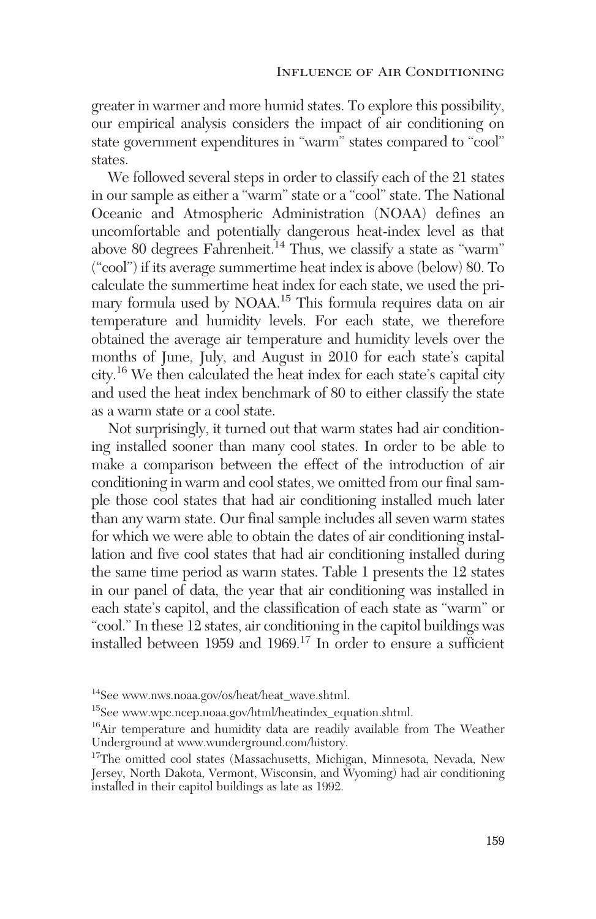greater in warmer and more humid states. To explore this possibility, our empirical analysis considers the impact of air conditioning on state government expenditures in "warm" states compared to "cool" states.

We followed several steps in order to classify each of the 21 states in our sample as either a "warm" state or a "cool" state. The National Oceanic and Atmospheric Administration (NOAA) defines an uncomfortable and potentially dangerous heat-index level as that above 80 degrees Fahrenheit.[14] Thus, we classify a state as "warm" ("cool") if its average summertime heat index is above (below) 80. To calculate the summertime heat index for each state, we used the primary formula used by NOAA.[15] This formula requires data on air temperature and humidity levels. For each state, we therefore obtained the average air temperature and humidity levels over the months of June, July, and August in 2010 for each state's capital city.[16] We then calculated the heat index for each state's capital city and used the heat index benchmark of 80 to either classify the state as a warm state or a cool state.

Not surprisingly, it turned out that warm states had air conditioning installed sooner than many cool states. In order to be able to make a comparison between the effect of the introduction of air conditioning in warm and cool states, we omitted from our final sample those cool states that had air conditioning installed much later than any warm state. Our final sample includes all seven warm states for which we were able to obtain the dates of air conditioning installation and five cool states that had air conditioning installed during the same time period as warm states. Table 1 presents the 12 states in our panel of data, the year that air conditioning was installed in each state's capitol, and the classification of each state as "warm" or "cool." In these 12 states, air conditioning in the capitol buildings was installed between 1959 and 1969.[17] In order to ensure a sufficient

[14] See www.nws.noaa.gov/os/heat/heat_wave.shtml.

[15] See www.wpc.ncep.noaa.gov/html/heatindex_equation.shtml.

[16] Air temperature and humidity data are readily available from The Weather Underground at www.wunderground.com/history.

[17] The omitted cool states (Massachusetts, Michigan, Minnesota, Nevada, New Jersey, North Dakota, Vermont, Wisconsin, and Wyoming) had air conditioning installed in their capitol buildings as late as 1992.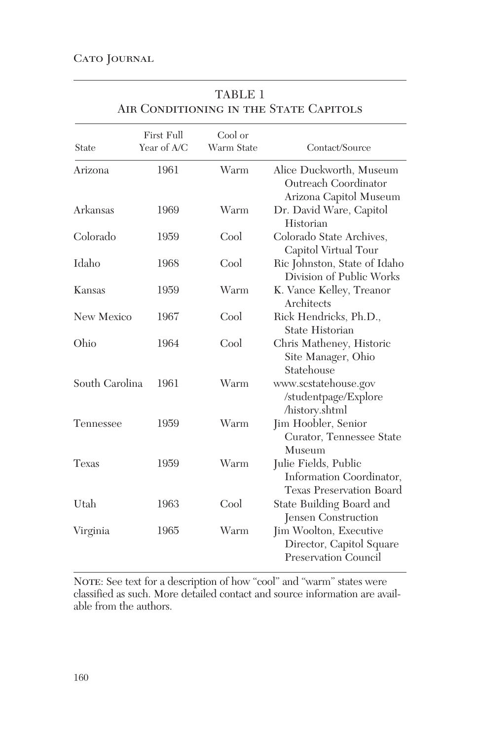TABLE 1
Air Conditioning in the State Capitols

| State | First Full Year of A/C | Cool or Warm State | Contact/Source |
|---|---|---|---|
| Arizona | 1961 | Warm | Alice Duckworth, Museum Outreach Coordinator Arizona Capitol Museum |
| Arkansas | 1969 | Warm | Dr. David Ware, Capitol Historian |
| Colorado | 1959 | Cool | Colorado State Archives, Capitol Virtual Tour |
| Idaho | 1968 | Cool | Ric Johnston, State of Idaho Division of Public Works |
| Kansas | 1959 | Warm | K. Vance Kelley, Treanor Architects |
| New Mexico | 1967 | Cool | Rick Hendricks, Ph.D., State Historian |
| Ohio | 1964 | Cool | Chris Matheney, Historic Site Manager, Ohio Statehouse |
| South Carolina | 1961 | Warm | www.scstatehouse.gov/studentpage/Explore/history.shtml |
| Tennessee | 1959 | Warm | Jim Hoobler, Senior Curator, Tennessee State Museum |
| Texas | 1959 | Warm | Julie Fields, Public Information Coordinator, Texas Preservation Board |
| Utah | 1963 | Cool | State Building Board and Jensen Construction |
| Virginia | 1965 | Warm | Jim Woolton, Executive Director, Capitol Square Preservation Council |

Note: See text for a description of how "cool" and "warm" states were classified as such. More detailed contact and source information are available from the authors.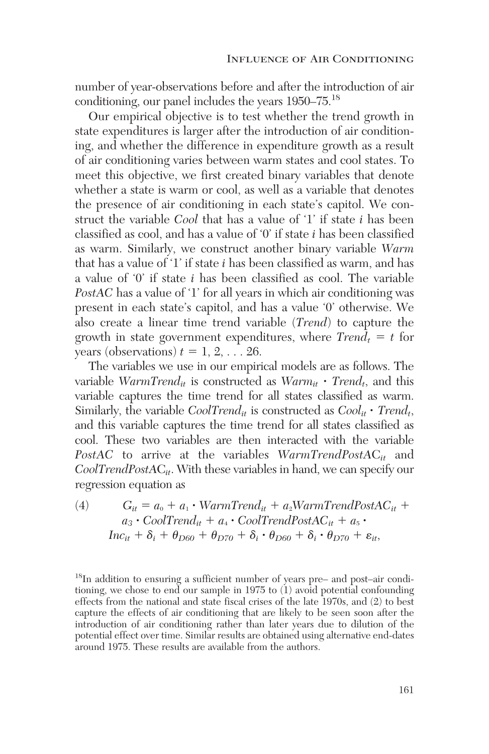number of year-observations before and after the introduction of air conditioning, our panel includes the years 1950–75.[18]

Our empirical objective is to test whether the trend growth in state expenditures is larger after the introduction of air conditioning, and whether the difference in expenditure growth as a result of air conditioning varies between warm states and cool states. To meet this objective, we first created binary variables that denote whether a state is warm or cool, as well as a variable that denotes the presence of air conditioning in each state's capitol. We construct the variable *Cool* that has a value of '1' if state $i$ has been classified as cool, and has a value of '0' if state $i$ has been classified as warm. Similarly, we construct another binary variable *Warm* that has a value of '1' if state $i$ has been classified as warm, and has a value of '0' if state $i$ has been classified as cool. The variable *PostAC* has a value of '1' for all years in which air conditioning was present in each state's capitol, and has a value '0' otherwise. We also create a linear time trend variable (*Trend*) to capture the growth in state government expenditures, where $Trend_t = t$ for years (observations) $t = 1, 2, \ldots 26$.

The variables we use in our empirical models are as follows. The variable $WarmTrend_{it}$ is constructed as $Warm_{it} \cdot Trend_t$, and this variable captures the time trend for all states classified as warm. Similarly, the variable $CoolTrend_{it}$ is constructed as $Cool_{it} \cdot Trend_t$, and this variable captures the time trend for all states classified as cool. These two variables are then interacted with the variable *PostAC* to arrive at the variables $WarmTrendPostAC_{it}$ and $CoolTrendPostAC_{it}$. With these variables in hand, we can specify our regression equation as

$$
(4) \qquad G_{it} = a_0 + a_1 \cdot WarmTrend_{it} + a_2 WarmTrendPostAC_{it} + a_3 \cdot CoolTrend_{it} + a_4 \cdot CoolTrendPostAC_{it} + a_5 \cdot Inc_{it} + \delta_i + \theta_{D60} + \theta_{D70} + \delta_i \cdot \theta_{D60} + \delta_i \cdot \theta_{D70} + \varepsilon_{it},
$$

[18] In addition to ensuring a sufficient number of years pre– and post–air conditioning, we chose to end our sample in 1975 to (1) avoid potential confounding effects from the national and state fiscal crises of the late 1970s, and (2) to best capture the effects of air conditioning that are likely to be seen soon after the introduction of air conditioning rather than later years due to dilution of the potential effect over time. Similar results are obtained using alternative end-dates around 1975. These results are available from the authors.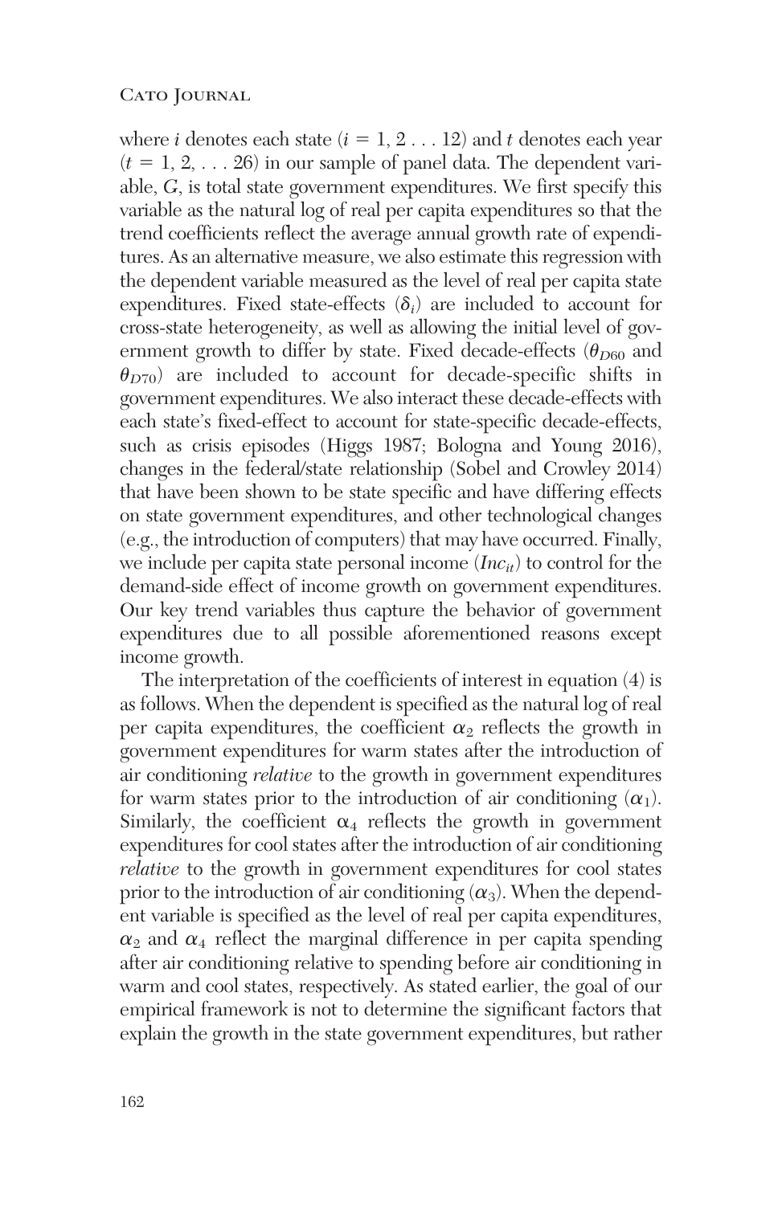where $i$ denotes each state ($i = 1, 2 \ldots 12$) and $t$ denotes each year ($t = 1, 2, \ldots 26$) in our sample of panel data. The dependent variable, $G$, is total state government expenditures. We first specify this variable as the natural log of real per capita expenditures so that the trend coefficients reflect the average annual growth rate of expenditures. As an alternative measure, we also estimate this regression with the dependent variable measured as the level of real per capita state expenditures. Fixed state-effects ($\delta_i$) are included to account for cross-state heterogeneity, as well as allowing the initial level of government growth to differ by state. Fixed decade-effects ($\theta_{D60}$ and $\theta_{D70}$) are included to account for decade-specific shifts in government expenditures. We also interact these decade-effects with each state's fixed-effect to account for state-specific decade-effects, such as crisis episodes (Higgs 1987; Bologna and Young 2016), changes in the federal/state relationship (Sobel and Crowley 2014) that have been shown to be state specific and have differing effects on state government expenditures, and other technological changes (e.g., the introduction of computers) that may have occurred. Finally, we include per capita state personal income ($Inc_{it}$) to control for the demand-side effect of income growth on government expenditures. Our key trend variables thus capture the behavior of government expenditures due to all possible aforementioned reasons except income growth.

The interpretation of the coefficients of interest in equation (4) is as follows. When the dependent is specified as the natural log of real per capita expenditures, the coefficient $\alpha_2$ reflects the growth in government expenditures for warm states after the introduction of air conditioning *relative* to the growth in government expenditures for warm states prior to the introduction of air conditioning ($\alpha_1$). Similarly, the coefficient $\alpha_4$ reflects the growth in government expenditures for cool states after the introduction of air conditioning *relative* to the growth in government expenditures for cool states prior to the introduction of air conditioning ($\alpha_3$). When the dependent variable is specified as the level of real per capita expenditures, $\alpha_2$ and $\alpha_4$ reflect the marginal difference in per capita spending after air conditioning relative to spending before air conditioning in warm and cool states, respectively. As stated earlier, the goal of our empirical framework is not to determine the significant factors that explain the growth in the state government expenditures, but rather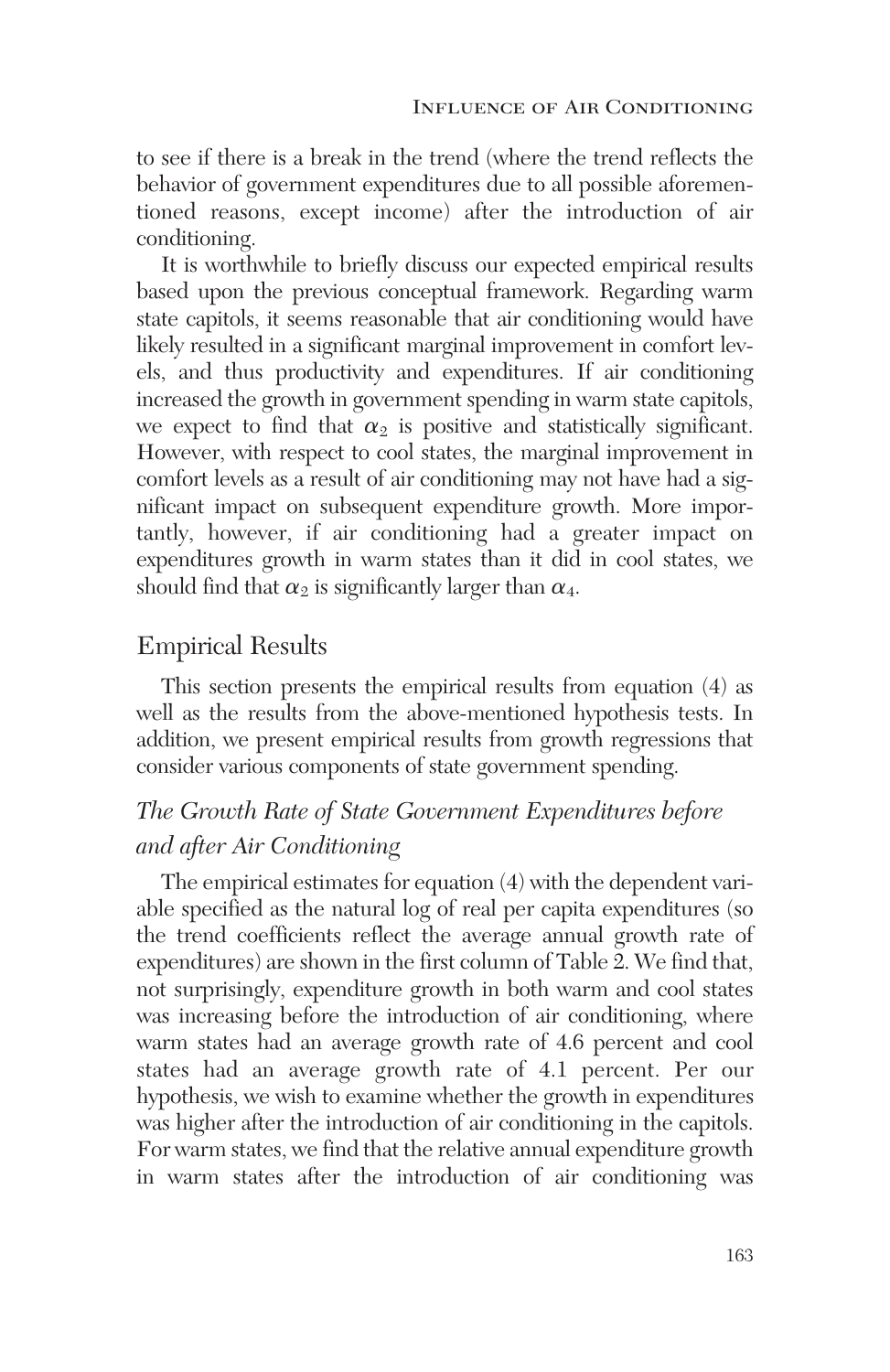to see if there is a break in the trend (where the trend reflects the behavior of government expenditures due to all possible aforementioned reasons, except income) after the introduction of air conditioning.

It is worthwhile to briefly discuss our expected empirical results based upon the previous conceptual framework. Regarding warm state capitols, it seems reasonable that air conditioning would have likely resulted in a significant marginal improvement in comfort levels, and thus productivity and expenditures. If air conditioning increased the growth in government spending in warm state capitols, we expect to find that $\alpha_2$ is positive and statistically significant. However, with respect to cool states, the marginal improvement in comfort levels as a result of air conditioning may not have had a significant impact on subsequent expenditure growth. More importantly, however, if air conditioning had a greater impact on expenditures growth in warm states than it did in cool states, we should find that $\alpha_2$ is significantly larger than $\alpha_4$.

## Empirical Results

This section presents the empirical results from equation (4) as well as the results from the above-mentioned hypothesis tests. In addition, we present empirical results from growth regressions that consider various components of state government spending.

### *The Growth Rate of State Government Expenditures before and after Air Conditioning*

The empirical estimates for equation (4) with the dependent variable specified as the natural log of real per capita expenditures (so the trend coefficients reflect the average annual growth rate of expenditures) are shown in the first column of Table 2. We find that, not surprisingly, expenditure growth in both warm and cool states was increasing before the introduction of air conditioning, where warm states had an average growth rate of 4.6 percent and cool states had an average growth rate of 4.1 percent. Per our hypothesis, we wish to examine whether the growth in expenditures was higher after the introduction of air conditioning in the capitols. For warm states, we find that the relative annual expenditure growth in warm states after the introduction of air conditioning was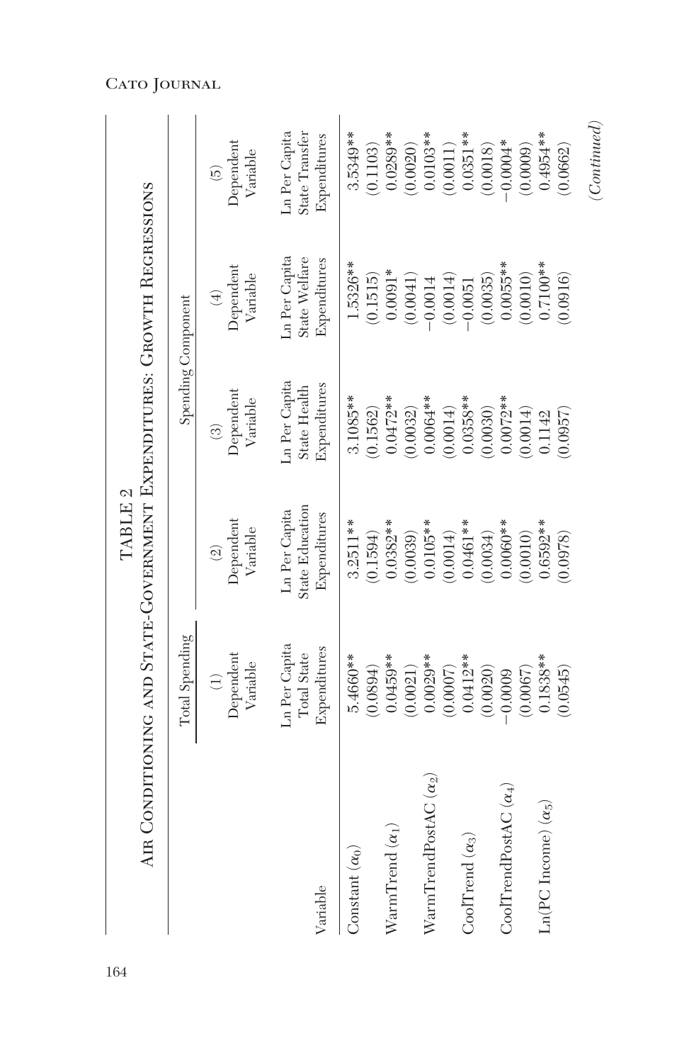TABLE 2

Air Conditioning and State-Government Expenditures: Growth Regressions

| | Total Spending | Spending Component | | | |
|---|---|---|---|---|---|
| | (1) Dependent Variable | (2) Dependent Variable | (3) Dependent Variable | (4) Dependent Variable | (5) Dependent Variable |
| Variable | Ln Per Capita Total State Expenditures | Ln Per Capita State Education Expenditures | Ln Per Capita State Health Expenditures | Ln Per Capita State Welfare Expenditures | Ln Per Capita State Transfer Expenditures |
| Constant ($\alpha_0$) | 5.4660** | 3.2511** | 3.1085** | 1.5326** | 3.5349** |
| | (0.0894) | (0.1594) | (0.1562) | (0.1515) | (0.1103) |
| WarmTrend ($\alpha_1$) | 0.0459** | 0.0382** | 0.0472** | 0.0091* | 0.0289** |
| | (0.0021) | (0.0039) | (0.0032) | (0.0041) | (0.0020) |
| WarmTrendPostAC ($\alpha_2$) | 0.0029** | 0.0105** | 0.0064** | −0.0014 | 0.0103** |
| | (0.0007) | (0.0014) | (0.0014) | (0.0014) | (0.0011) |
| CoolTrend ($\alpha_3$) | 0.0412** | 0.0461** | 0.0358** | −0.0051 | 0.0351** |
| | (0.0020) | (0.0034) | (0.0030) | (0.0035) | (0.0018) |
| CoolTrendPostAC ($\alpha_4$) | −0.0009 | 0.0060** | 0.0072** | 0.0055** | −0.0004* |
| | (0.0067) | (0.0010) | (0.0014) | (0.0010) | (0.0009) |
| Ln(PC Income) ($\alpha_5$) | 0.1838** | 0.6592** | 0.1142 | 0.7100** | 0.4954** |
| | (0.0545) | (0.0978) | (0.0957) | (0.0916) | (0.0662) |

*(Continued)*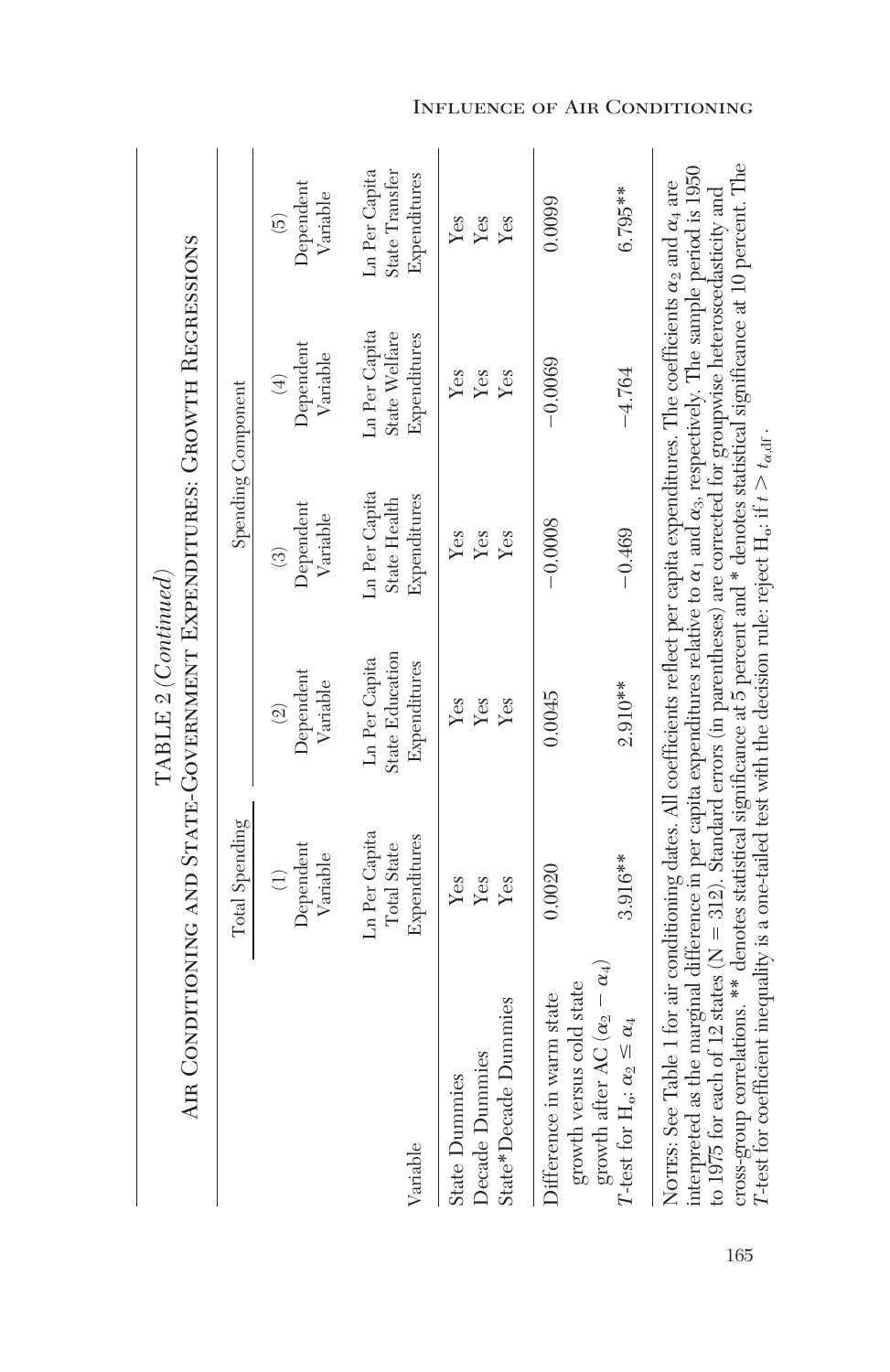TABLE 2 (*Continued*)

AIR CONDITIONING AND STATE-GOVERNMENT EXPENDITURES: GROWTH REGRESSIONS

| | Total Spending | Spending Component | | | |
|---|---|---|---|---|---|
| | (1) Dependent Variable | (2) Dependent Variable | (3) Dependent Variable | (4) Dependent Variable | (5) Dependent Variable |
| Variable | Ln Per Capita Total State Expenditures | Ln Per Capita State Education Expenditures | Ln Per Capita State Health Expenditures | Ln Per Capita State Welfare Expenditures | Ln Per Capita State Transfer Expenditures |
| State Dummies | Yes | Yes | Yes | Yes | Yes |
| Decade Dummies | Yes | Yes | Yes | Yes | Yes |
| State*Decade Dummies | Yes | Yes | Yes | Yes | Yes |
| Difference in warm state growth versus cold state growth after AC ($\alpha_2 - \alpha_4$) | 0.0020 | 0.0045 | −0.0008 | −0.0069 | 0.0099 |
| *T*-test for H$_o$: $\alpha_2 \leq \alpha_4$ | 3.916** | 2.910** | −0.469 | −4.764 | 6.795** |

NOTES: See Table 1 for air conditioning dates. All coefficients reflect per capita expenditures. The coefficients $\alpha_2$ and $\alpha_4$ are interpreted as the marginal difference in per capita expenditures relative to $\alpha_1$ and $\alpha_3$, respectively. The sample period is 1950 to 1975 for each of 12 states (N = 312). Standard errors (in parentheses) are corrected for groupwise heteroscedasticity and cross-group correlations. ** denotes statistical significance at 5 percent and * denotes statistical significance at 10 percent. The *T*-test for coefficient inequality is a one-tailed test with the decision rule: reject H$_o$: if $t > t_{\alpha,\text{df}}$.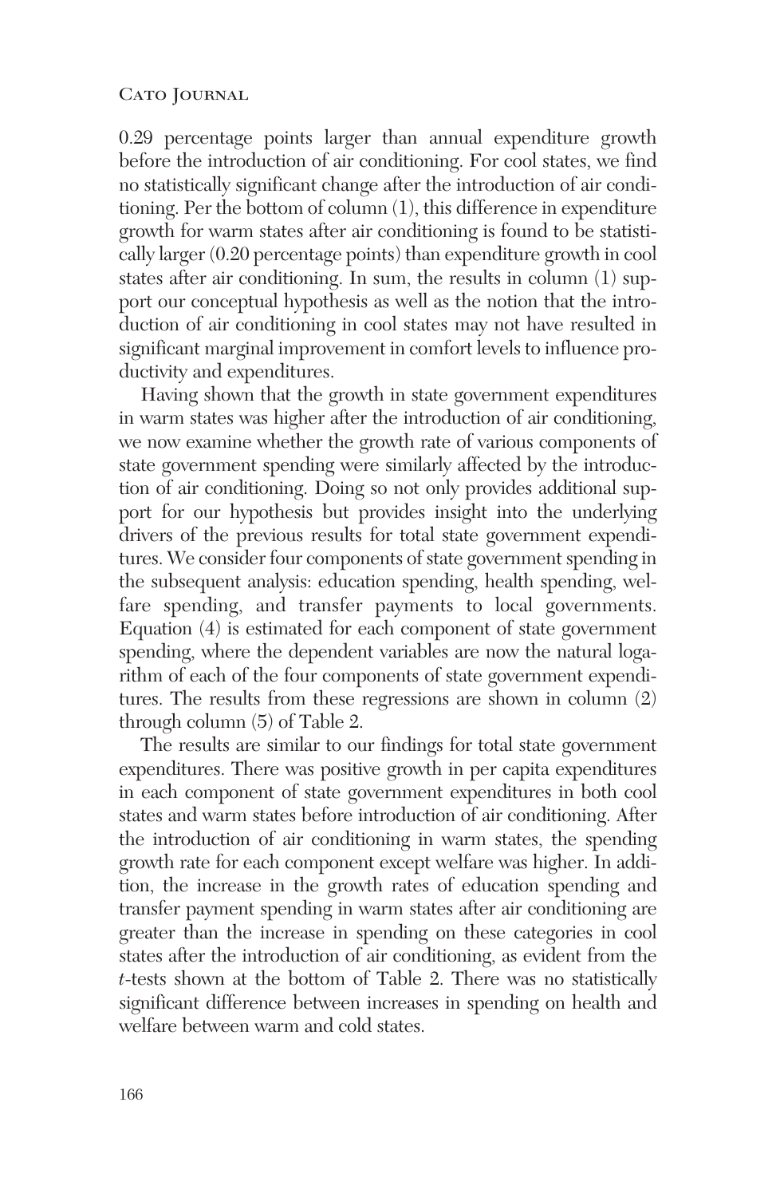0.29 percentage points larger than annual expenditure growth before the introduction of air conditioning. For cool states, we find no statistically significant change after the introduction of air conditioning. Per the bottom of column (1), this difference in expenditure growth for warm states after air conditioning is found to be statistically larger (0.20 percentage points) than expenditure growth in cool states after air conditioning. In sum, the results in column (1) support our conceptual hypothesis as well as the notion that the introduction of air conditioning in cool states may not have resulted in significant marginal improvement in comfort levels to influence productivity and expenditures.

Having shown that the growth in state government expenditures in warm states was higher after the introduction of air conditioning, we now examine whether the growth rate of various components of state government spending were similarly affected by the introduction of air conditioning. Doing so not only provides additional support for our hypothesis but provides insight into the underlying drivers of the previous results for total state government expenditures. We consider four components of state government spending in the subsequent analysis: education spending, health spending, welfare spending, and transfer payments to local governments. Equation (4) is estimated for each component of state government spending, where the dependent variables are now the natural logarithm of each of the four components of state government expenditures. The results from these regressions are shown in column (2) through column (5) of Table 2.

The results are similar to our findings for total state government expenditures. There was positive growth in per capita expenditures in each component of state government expenditures in both cool states and warm states before introduction of air conditioning. After the introduction of air conditioning in warm states, the spending growth rate for each component except welfare was higher. In addition, the increase in the growth rates of education spending and transfer payment spending in warm states after air conditioning are greater than the increase in spending on these categories in cool states after the introduction of air conditioning, as evident from the *t*-tests shown at the bottom of Table 2. There was no statistically significant difference between increases in spending on health and welfare between warm and cold states.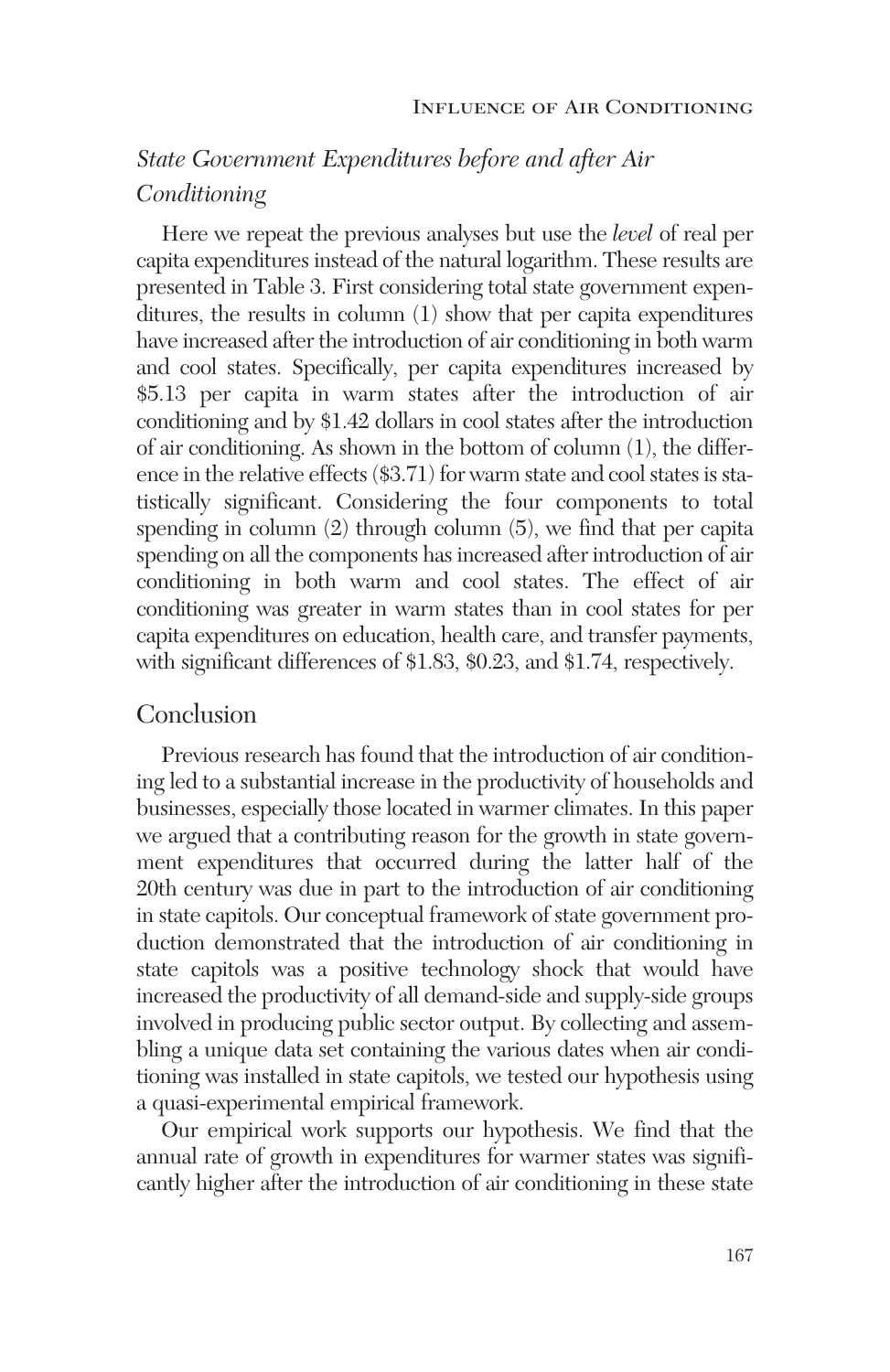### *State Government Expenditures before and after Air Conditioning*

Here we repeat the previous analyses but use the *level* of real per capita expenditures instead of the natural logarithm. These results are presented in Table 3. First considering total state government expenditures, the results in column (1) show that per capita expenditures have increased after the introduction of air conditioning in both warm and cool states. Specifically, per capita expenditures increased by \$5.13 per capita in warm states after the introduction of air conditioning and by \$1.42 dollars in cool states after the introduction of air conditioning. As shown in the bottom of column (1), the difference in the relative effects (\$3.71) for warm state and cool states is statistically significant. Considering the four components to total spending in column (2) through column (5), we find that per capita spending on all the components has increased after introduction of air conditioning in both warm and cool states. The effect of air conditioning was greater in warm states than in cool states for per capita expenditures on education, health care, and transfer payments, with significant differences of \$1.83, \$0.23, and \$1.74, respectively.

## Conclusion

Previous research has found that the introduction of air conditioning led to a substantial increase in the productivity of households and businesses, especially those located in warmer climates. In this paper we argued that a contributing reason for the growth in state government expenditures that occurred during the latter half of the 20th century was due in part to the introduction of air conditioning in state capitols. Our conceptual framework of state government production demonstrated that the introduction of air conditioning in state capitols was a positive technology shock that would have increased the productivity of all demand-side and supply-side groups involved in producing public sector output. By collecting and assembling a unique data set containing the various dates when air conditioning was installed in state capitols, we tested our hypothesis using a quasi-experimental empirical framework.

Our empirical work supports our hypothesis. We find that the annual rate of growth in expenditures for warmer states was significantly higher after the introduction of air conditioning in these state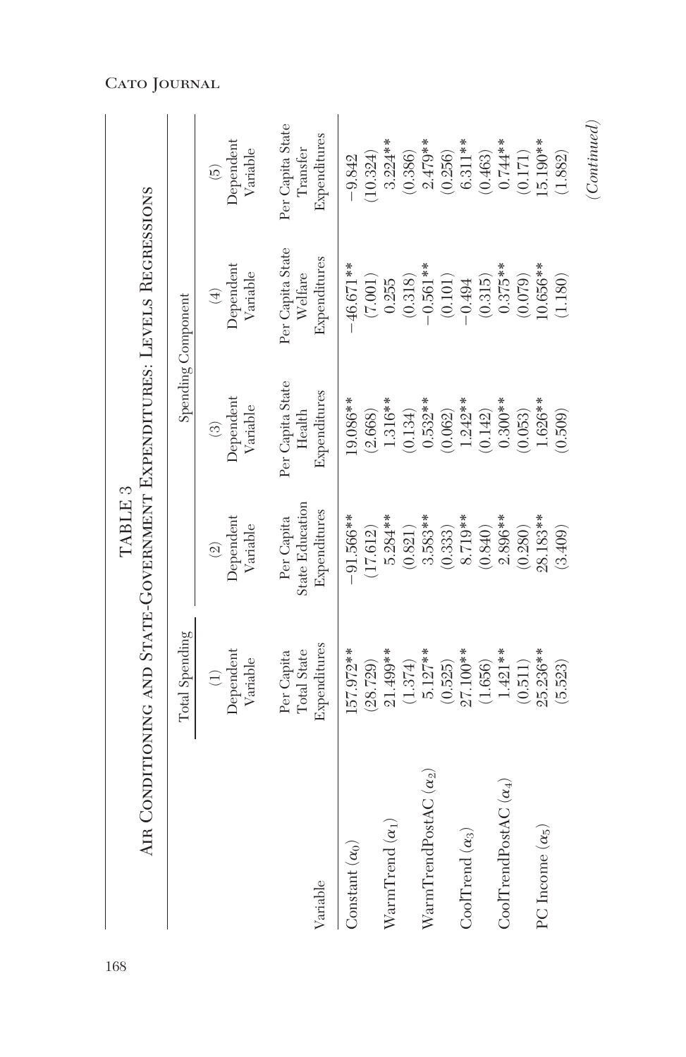TABLE 3

Air Conditioning and State-Government Expenditures: Levels Regressions

| Variable | Total Spending | Spending Component | | | |
|---|---|---|---|---|---|
| | (1) Dependent Variable | (2) Dependent Variable | (3) Dependent Variable | (4) Dependent Variable | (5) Dependent Variable |
| | Per Capita Total State Expenditures | Per Capita State Education Expenditures | Per Capita State Health Expenditures | Per Capita State Welfare Expenditures | Per Capita State Transfer Expenditures |
| Constant ($\alpha_0$) | 157.972** | −91.566** | 19.086** | −46.671** | −9.842 |
| | (28.729) | (17.612) | (2.668) | (7.001) | (10.324) |
| WarmTrend ($\alpha_1$) | 21.499** | 5.284** | 1.316** | 0.255 | 3.224** |
| | (1.374) | (0.821) | (0.134) | (0.318) | (0.386) |
| WarmTrendPostAC ($\alpha_2$) | 5.127** | 3.583** | 0.532** | −0.561** | 2.479** |
| | (0.525) | (0.333) | (0.062) | (0.101) | (0.256) |
| CoolTrend ($\alpha_3$) | 27.100** | 8.719** | 1.242** | −0.494 | 6.311** |
| | (1.656) | (0.840) | (0.142) | (0.315) | (0.463) |
| CoolTrendPostAC ($\alpha_4$) | 1.421** | 2.896** | 0.300** | 0.375** | 0.744** |
| | (0.511) | (0.280) | (0.053) | (0.079) | (0.171) |
| PC Income ($\alpha_5$) | 25.236** | 28.183** | 1.626** | 10.656** | 15.190** |
| | (5.523) | (3.409) | (0.509) | (1.180) | (1.882) |

*(Continued)*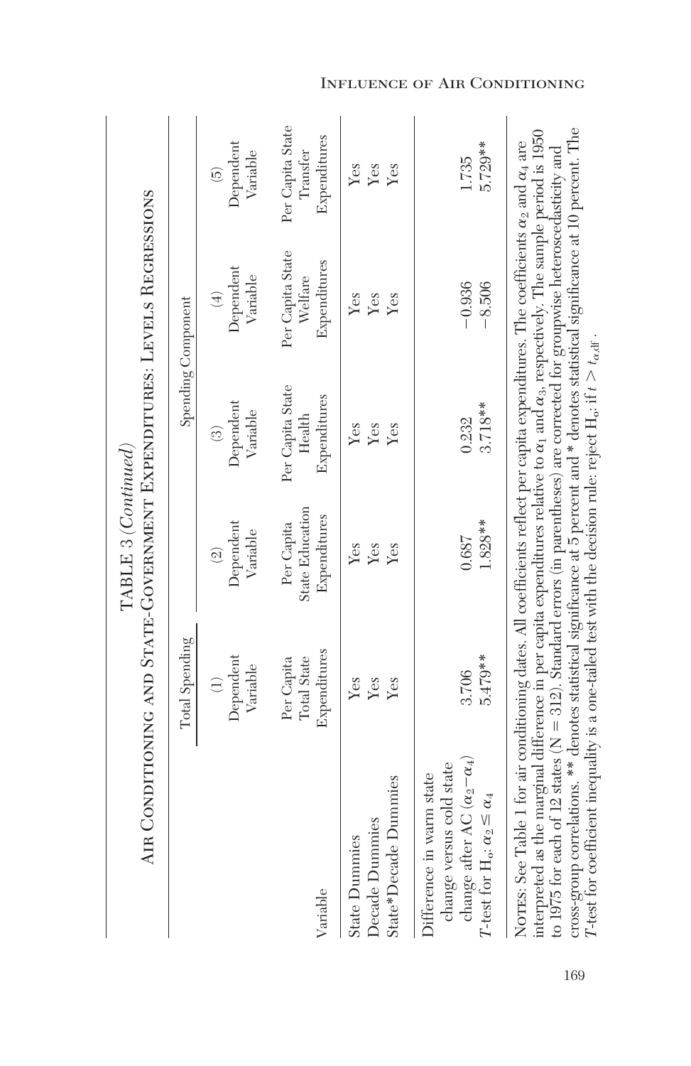TABLE 3 (*Continued*)

AIR CONDITIONING AND STATE-GOVERNMENT EXPENDITURES: LEVELS REGRESSIONS

| | Total Spending | Spending Component | | | |
|---|---|---|---|---|---|
| | (1) Dependent Variable | (2) Dependent Variable | (3) Dependent Variable | (4) Dependent Variable | (5) Dependent Variable |
| Variable | Per Capita Total State Expenditures | Per Capita State Education Expenditures | Per Capita State Health Expenditures | Per Capita State Welfare Expenditures | Per Capita State Transfer Expenditures |
| State Dummies | Yes | Yes | Yes | Yes | Yes |
| Decade Dummies | Yes | Yes | Yes | Yes | Yes |
| State*Decade Dummies | Yes | Yes | Yes | Yes | Yes |
| Difference in warm state change versus cold state change after AC $(\alpha_2 - \alpha_4)$ | 3.706 | 0.687 | 0.232 | −0.936 | 1.735 |
| $T$-test for $H_o$: $\alpha_2 \leq \alpha_4$ | 5.479** | 1.828** | 3.718** | −8.506 | 5.729** |

NOTES: See Table 1 for air conditioning dates. All coefficients reflect per capita expenditures. The coefficients $\alpha_2$ and $\alpha_4$ are interpreted as the marginal difference in per capita expenditures relative to $\alpha_1$ and $\alpha_3$, respectively. The sample period is 1950 to 1975 for each of 12 states (N = 312). Standard errors (in parentheses) are corrected for groupwise heteroscedasticity and cross-group correlations. ** denotes statistical significance at 5 percent and * denotes statistical significance at 10 percent. The $T$-test for coefficient inequality is a one-tailed test with the decision rule: reject $H_o$: if $t > t_{\alpha,\mathrm{df}}$.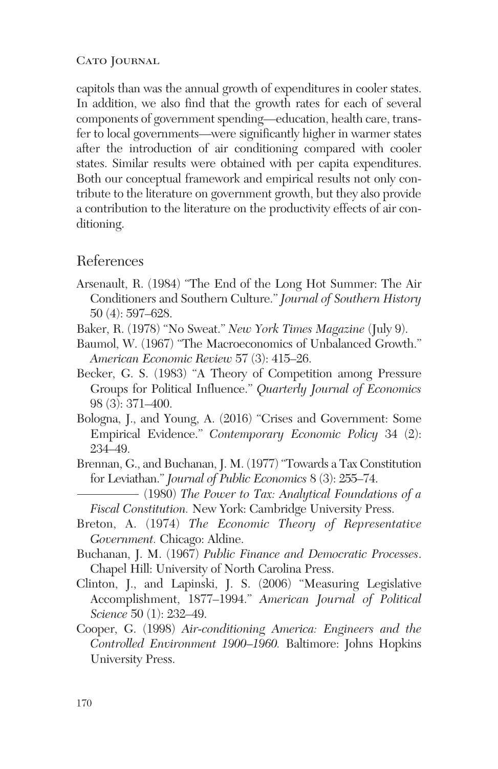capitols than was the annual growth of expenditures in cooler states. In addition, we also find that the growth rates for each of several components of government spending—education, health care, transfer to local governments—were significantly higher in warmer states after the introduction of air conditioning compared with cooler states. Similar results were obtained with per capita expenditures. Both our conceptual framework and empirical results not only contribute to the literature on government growth, but they also provide a contribution to the literature on the productivity effects of air conditioning.

## References

Arsenault, R. (1984) "The End of the Long Hot Summer: The Air Conditioners and Southern Culture." *Journal of Southern History* 50 (4): 597–628.

Baker, R. (1978) "No Sweat." *New York Times Magazine* (July 9).

Baumol, W. (1967) "The Macroeconomics of Unbalanced Growth." *American Economic Review* 57 (3): 415–26.

Becker, G. S. (1983) "A Theory of Competition among Pressure Groups for Political Influence." *Quarterly Journal of Economics* 98 (3): 371–400.

Bologna, J., and Young, A. (2016) "Crises and Government: Some Empirical Evidence." *Contemporary Economic Policy* 34 (2): 234–49.

Brennan, G., and Buchanan, J. M. (1977) "Towards a Tax Constitution for Leviathan." *Journal of Public Economics* 8 (3): 255–74.

———— (1980) *The Power to Tax: Analytical Foundations of a Fiscal Constitution.* New York: Cambridge University Press.

Breton, A. (1974) *The Economic Theory of Representative Government.* Chicago: Aldine.

Buchanan, J. M. (1967) *Public Finance and Democratic Processes*. Chapel Hill: University of North Carolina Press.

Clinton, J., and Lapinski, J. S. (2006) "Measuring Legislative Accomplishment, 1877–1994." *American Journal of Political Science* 50 (1): 232–49.

Cooper, G. (1998) *Air-conditioning America: Engineers and the Controlled Environment 1900–1960.* Baltimore: Johns Hopkins University Press.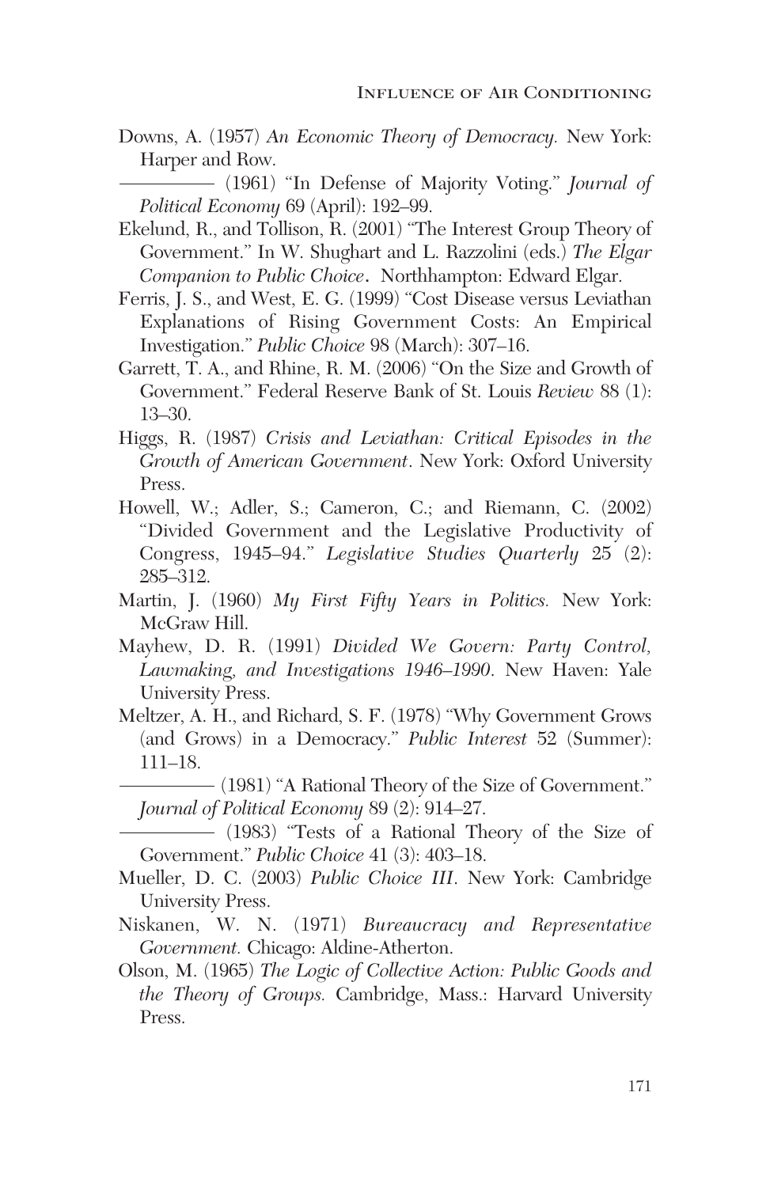Downs, A. (1957) *An Economic Theory of Democracy.* New York: Harper and Row.

——— (1961) "In Defense of Majority Voting." *Journal of Political Economy* 69 (April): 192–99.

Ekelund, R., and Tollison, R. (2001) "The Interest Group Theory of Government." In W. Shughart and L. Razzolini (eds.) *The Elgar Companion to Public Choice*. Northhampton: Edward Elgar.

Ferris, J. S., and West, E. G. (1999) "Cost Disease versus Leviathan Explanations of Rising Government Costs: An Empirical Investigation." *Public Choice* 98 (March): 307–16.

Garrett, T. A., and Rhine, R. M. (2006) "On the Size and Growth of Government." Federal Reserve Bank of St. Louis *Review* 88 (1): 13–30.

Higgs, R. (1987) *Crisis and Leviathan: Critical Episodes in the Growth of American Government*. New York: Oxford University Press.

Howell, W.; Adler, S.; Cameron, C.; and Riemann, C. (2002) "Divided Government and the Legislative Productivity of Congress, 1945–94." *Legislative Studies Quarterly* 25 (2): 285–312.

Martin, J. (1960) *My First Fifty Years in Politics.* New York: McGraw Hill.

Mayhew, D. R. (1991) *Divided We Govern: Party Control, Lawmaking, and Investigations 1946–1990*. New Haven: Yale University Press.

Meltzer, A. H., and Richard, S. F. (1978) "Why Government Grows (and Grows) in a Democracy." *Public Interest* 52 (Summer): 111–18.

——— (1981) "A Rational Theory of the Size of Government." *Journal of Political Economy* 89 (2): 914–27.

——— (1983) "Tests of a Rational Theory of the Size of Government." *Public Choice* 41 (3): 403–18.

Mueller, D. C. (2003) *Public Choice III*. New York: Cambridge University Press.

Niskanen, W. N. (1971) *Bureaucracy and Representative Government.* Chicago: Aldine-Atherton.

Olson, M. (1965) *The Logic of Collective Action: Public Goods and the Theory of Groups.* Cambridge, Mass.: Harvard University Press.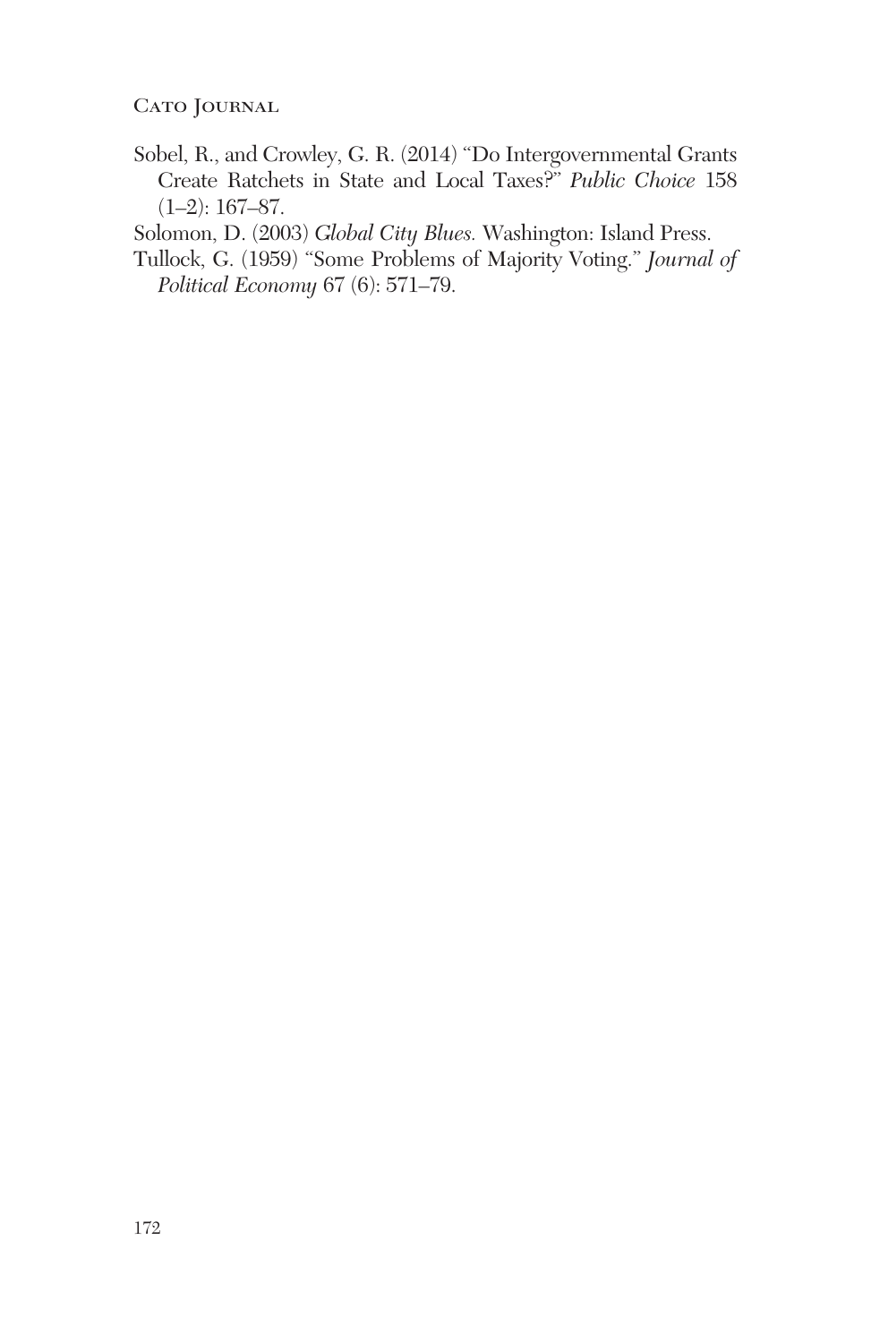Sobel, R., and Crowley, G. R. (2014) "Do Intergovernmental Grants Create Ratchets in State and Local Taxes?" *Public Choice* 158 (1–2): 167–87.

Solomon, D. (2003) *Global City Blues.* Washington: Island Press.

Tullock, G. (1959) "Some Problems of Majority Voting." *Journal of Political Economy* 67 (6): 571–79.